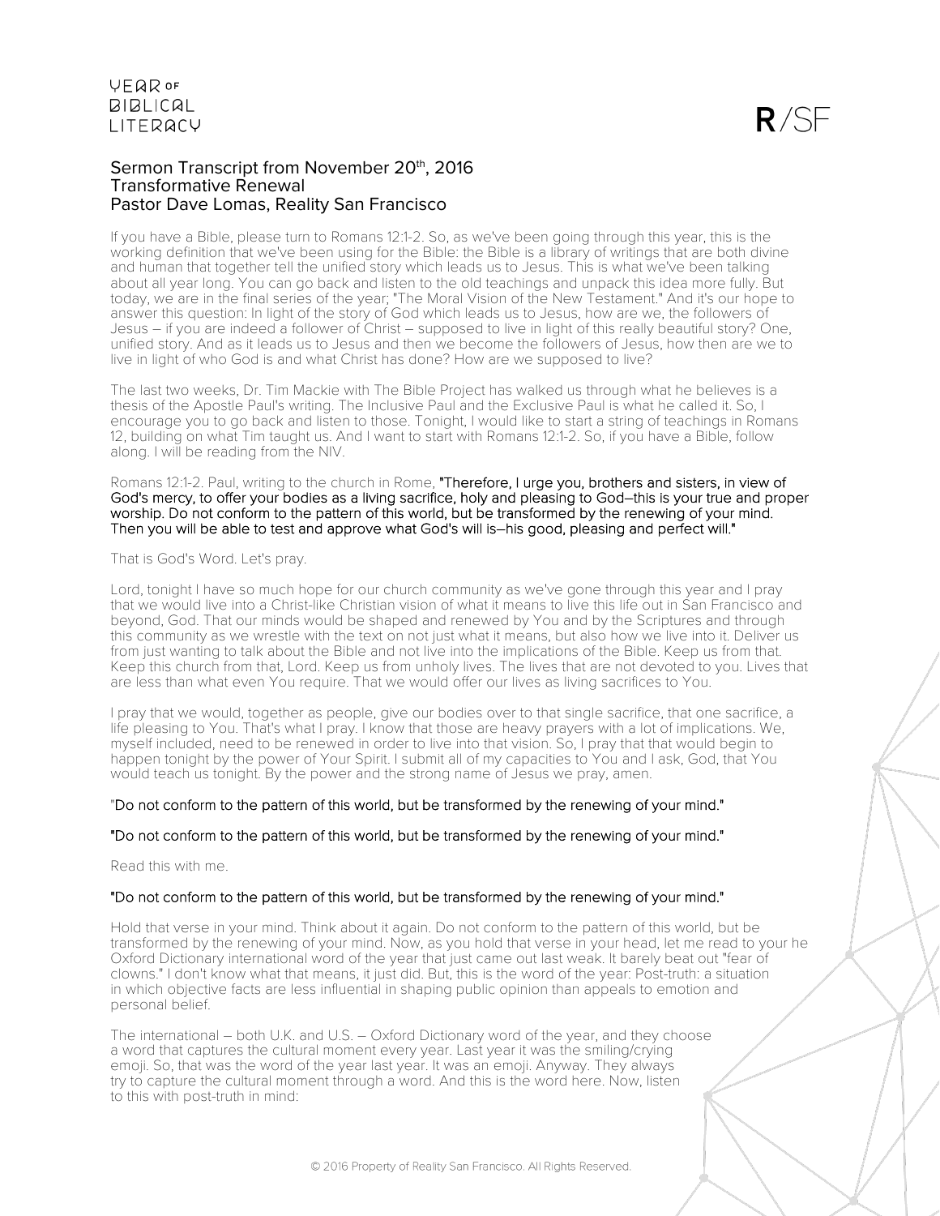# Sermon Transcript from November 20th, 2016
## Transformative Renewal
### Pastor Dave Lomas, Reality San Francisco

If you have a Bible, please turn to Romans 12:1-2. So, as we've been going through this year, this is the working definition that we've been using for the Bible: the Bible is a library of writings that are both divine and human that together tell the unified story which leads us to Jesus. This is what we've been talking about all year long. You can go back and listen to the old teachings and unpack this idea more fully. But today, we are in the final series of the year; "The Moral Vision of the New Testament." And it's our hope to answer this question: In light of the story of God which leads us to Jesus, how are we, the followers of Jesus – if you are indeed a follower of Christ – supposed to live in light of this really beautiful story? One, unified story. And as it leads us to Jesus and then we become the followers of Jesus, how then are we to live in light of who God is and what Christ has done? How are we supposed to live?

The last two weeks, Dr. Tim Mackie with The Bible Project has walked us through what he believes is a thesis of the Apostle Paul's writing. The Inclusive Paul and the Exclusive Paul is what he called it. So, I encourage you to go back and listen to those. Tonight, I would like to start a string of teachings in Romans 12, building on what Tim taught us. And I want to start with Romans 12:1-2. So, if you have a Bible, follow along. I will be reading from the NIV.

Romans 12:1-2. Paul, writing to the church in Rome, "Therefore, I urge you, brothers and sisters, in view of God's mercy, to offer your bodies as a living sacrifice, holy and pleasing to God—this is your true and proper worship. Do not conform to the pattern of this world, but be transformed by the renewing of your mind. Then you will be able to test and approve what God's will is—his good, pleasing and perfect will."

That is God's Word. Let's pray.

Lord, tonight I have so much hope for our church community as we've gone through this year and I pray that we would live into a Christ-like Christian vision of what it means to live this life out in San Francisco and beyond, God. That our minds would be shaped and renewed by You and by the Scriptures and through this community as we wrestle with the text on not just what it means, but also how we live into it. Deliver us from just wanting to talk about the Bible and not live into the implications of the Bible. Keep us from that. Keep this church from that, Lord. Keep us from unholy lives. The lives that are not devoted to you. Lives that are less than what even You require. That we would offer our lives as living sacrifices to You.

I pray that we would, together as people, give our bodies over to that single sacrifice, that one sacrifice, a life pleasing to You. That's what I pray. I know that those are heavy prayers with a lot of implications. We, myself included, need to be renewed in order to live into that vision. So, I pray that that would begin to happen tonight by the power of Your Spirit. I submit all of my capacities to You and I ask, God, that You would teach us tonight. By the power and the strong name of Jesus we pray, amen.

"Do not conform to the pattern of this world, but be transformed by the renewing of your mind."

"Do not conform to the pattern of this world, but be transformed by the renewing of your mind."

Read this with me.

"Do not conform to the pattern of this world, but be transformed by the renewing of your mind."

Hold that verse in your mind. Think about it again. Do not conform to the pattern of this world, but be transformed by the renewing of your mind. Now, as you hold that verse in your head, let me read to your he Oxford Dictionary international word of the year that just came out last weak. It barely beat out "fear of clowns." I don't know what that means, it just did. But, this is the word of the year: Post-truth: a situation in which objective facts are less influential in shaping public opinion than appeals to emotion and personal belief.

The international – both U.K. and U.S. – Oxford Dictionary word of the year, and they choose a word that captures the cultural moment every year. Last year it was the smiling/crying emoji. So, that was the word of the year last year. It was an emoji. Anyway. They always try to capture the cultural moment through a word. And this is the word here. Now, listen to this with post-truth in mind: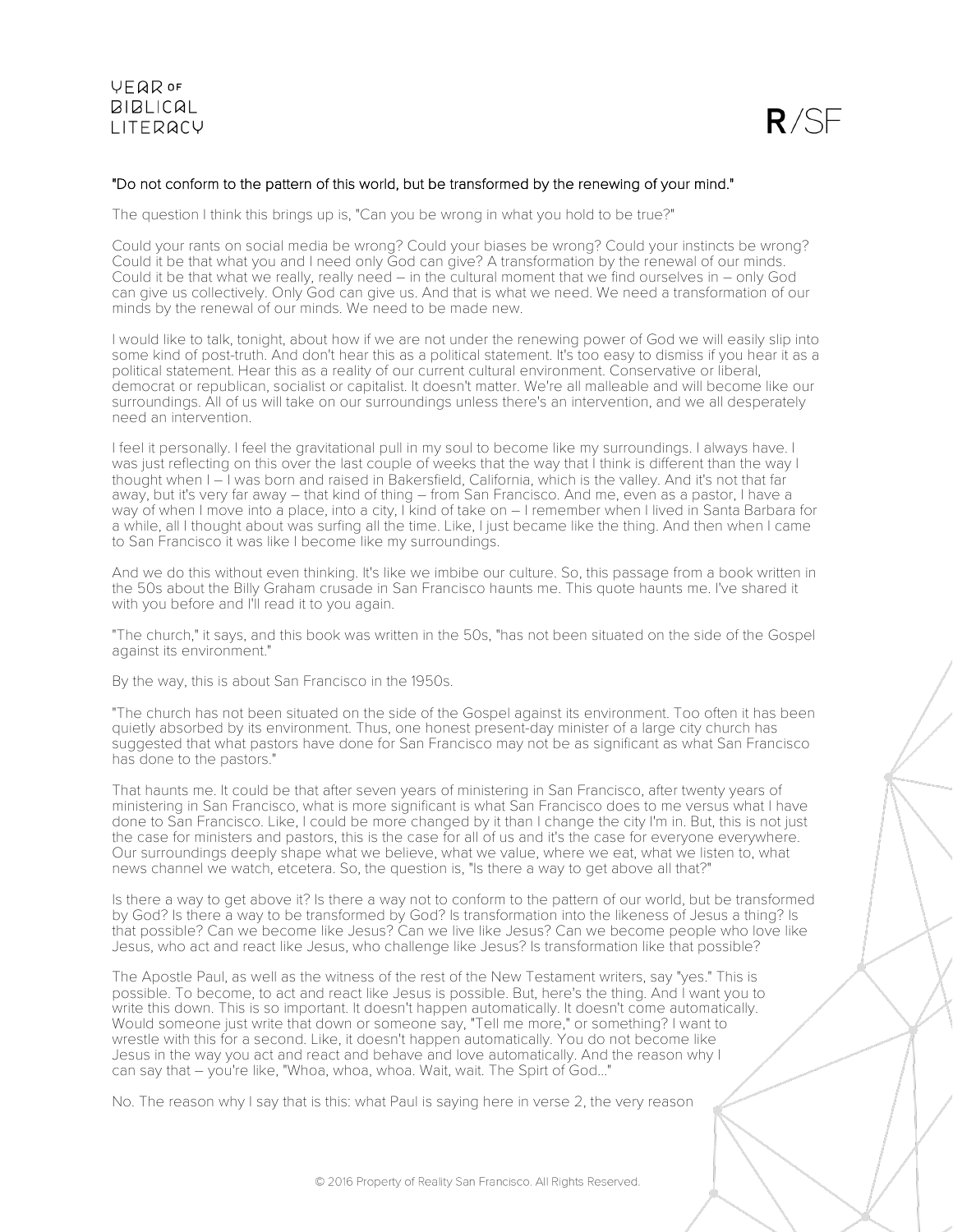"Do not conform to the pattern of this world, but be transformed by the renewing of your mind."

The question I think this brings up is, "Can you be wrong in what you hold to be true?"

Could your rants on social media be wrong? Could your biases be wrong? Could your instincts be wrong? Could it be that what you and I need only God can give? A transformation by the renewal of our minds. Could it be that what we really, really need – in the cultural moment that we find ourselves in – only God can give us collectively. Only God can give us. And that is what we need. We need a transformation of our minds by the renewal of our minds. We need to be made new.

I would like to talk, tonight, about how if we are not under the renewing power of God we will easily slip into some kind of post-truth. And don't hear this as a political statement. It's too easy to dismiss if you hear it as a political statement. Hear this as a reality of our current cultural environment. Conservative or liberal, democrat or republican, socialist or capitalist. It doesn't matter. We're all malleable and will become like our surroundings. All of us will take on our surroundings unless there's an intervention, and we all desperately need an intervention.

I feel it personally. I feel the gravitational pull in my soul to become like my surroundings. I always have. I was just reflecting on this over the last couple of weeks that the way that I think is different than the way I thought when I – I was born and raised in Bakersfield, California, which is the valley. And it's not that far away, but it's very far away – that kind of thing – from San Francisco. And me, even as a pastor, I have a way of when I move into a place, into a city, I kind of take on – I remember when I lived in Santa Barbara for a while, all I thought about was surfing all the time. Like, I just became like the thing. And then when I came to San Francisco it was like I become like my surroundings.

And we do this without even thinking. It's like we imbibe our culture. So, this passage from a book written in the 50s about the Billy Graham crusade in San Francisco haunts me. This quote haunts me. I've shared it with you before and I'll read it to you again.

"The church," it says, and this book was written in the 50s, "has not been situated on the side of the Gospel against its environment."

By the way, this is about San Francisco in the 1950s.

"The church has not been situated on the side of the Gospel against its environment. Too often it has been quietly absorbed by its environment. Thus, one honest present-day minister of a large city church has suggested that what pastors have done for San Francisco may not be as significant as what San Francisco has done to the pastors."

That haunts me. It could be that after seven years of ministering in San Francisco, after twenty years of ministering in San Francisco, what is more significant is what San Francisco does to me versus what I have done to San Francisco. Like, I could be more changed by it than I change the city I'm in. But, this is not just the case for ministers and pastors, this is the case for all of us and it's the case for everyone everywhere. Our surroundings deeply shape what we believe, what we value, where we eat, what we listen to, what news channel we watch, etcetera. So, the question is, "Is there a way to get above all that?"

Is there a way to get above it? Is there a way not to conform to the pattern of our world, but be transformed by God? Is there a way to be transformed by God? Is transformation into the likeness of Jesus a thing? Is that possible? Can we become like Jesus? Can we live like Jesus? Can we become people who love like Jesus, who act and react like Jesus, who challenge like Jesus? Is transformation like that possible?

The Apostle Paul, as well as the witness of the rest of the New Testament writers, say "yes." This is possible. To become, to act and react like Jesus is possible. But, here's the thing. And I want you to write this down. This is so important. It doesn't happen automatically. It doesn't come automatically. Would someone just write that down or someone say, "Tell me more," or something? I want to wrestle with this for a second. Like, it doesn't happen automatically. You do not become like Jesus in the way you act and react and behave and love automatically. And the reason why I can say that – you're like, "Whoa, whoa, whoa. Wait, wait. The Spirt of God..."

No. The reason why I say that is this: what Paul is saying here in verse 2, the very reason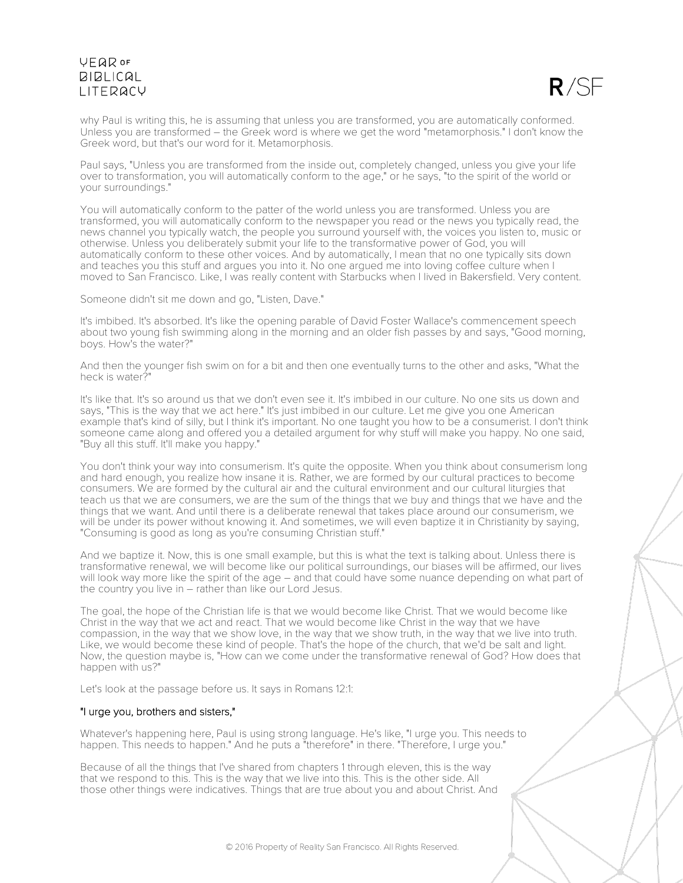why Paul is writing this, he is assuming that unless you are transformed, you are automatically conformed. Unless you are transformed – the Greek word is where we get the word "metamorphosis." I don't know the Greek word, but that's our word for it. Metamorphosis.

Paul says, "Unless you are transformed from the inside out, completely changed, unless you give your life over to transformation, you will automatically conform to the age," or he says, "to the spirit of the world or your surroundings."

You will automatically conform to the patter of the world unless you are transformed. Unless you are transformed, you will automatically conform to the newspaper you read or the news you typically read, the news channel you typically watch, the people you surround yourself with, the voices you listen to, music or otherwise. Unless you deliberately submit your life to the transformative power of God, you will automatically conform to these other voices. And by automatically, I mean that no one typically sits down and teaches you this stuff and argues you into it. No one argued me into loving coffee culture when I moved to San Francisco. Like, I was really content with Starbucks when I lived in Bakersfield. Very content.

Someone didn't sit me down and go, "Listen, Dave."

It's imbibed. It's absorbed. It's like the opening parable of David Foster Wallace's commencement speech about two young fish swimming along in the morning and an older fish passes by and says, "Good morning, boys. How's the water?"

And then the younger fish swim on for a bit and then one eventually turns to the other and asks, "What the heck is water?"

It's like that. It's so around us that we don't even see it. It's imbibed in our culture. No one sits us down and says, "This is the way that we act here." It's just imbibed in our culture. Let me give you one American example that's kind of silly, but I think it's important. No one taught you how to be a consumerist. I don't think someone came along and offered you a detailed argument for why stuff will make you happy. No one said, "Buy all this stuff. It'll make you happy."

You don't think your way into consumerism. It's quite the opposite. When you think about consumerism long and hard enough, you realize how insane it is. Rather, we are formed by our cultural practices to become consumers. We are formed by the cultural air and the cultural environment and our cultural liturgies that teach us that we are consumers, we are the sum of the things that we buy and things that we have and the things that we want. And until there is a deliberate renewal that takes place around our consumerism, we will be under its power without knowing it. And sometimes, we will even baptize it in Christianity by saying, "Consuming is good as long as you're consuming Christian stuff."

And we baptize it. Now, this is one small example, but this is what the text is talking about. Unless there is transformative renewal, we will become like our political surroundings, our biases will be affirmed, our lives will look way more like the spirit of the age – and that could have some nuance depending on what part of the country you live in – rather than like our Lord Jesus.

The goal, the hope of the Christian life is that we would become like Christ. That we would become like Christ in the way that we act and react. That we would become like Christ in the way that we have compassion, in the way that we show love, in the way that we show truth, in the way that we live into truth. Like, we would become these kind of people. That's the hope of the church, that we'd be salt and light. Now, the question maybe is, "How can we come under the transformative renewal of God? How does that happen with us?"

Let's look at the passage before us. It says in Romans 12:1:

**"I urge you, brothers and sisters,"**

Whatever's happening here, Paul is using strong language. He's like, "I urge you. This needs to happen. This needs to happen." And he puts a "therefore" in there. "Therefore, I urge you."

Because of all the things that I've shared from chapters 1 through eleven, this is the way that we respond to this. This is the way that we live into this. This is the other side. All those other things were indicatives. Things that are true about you and about Christ. And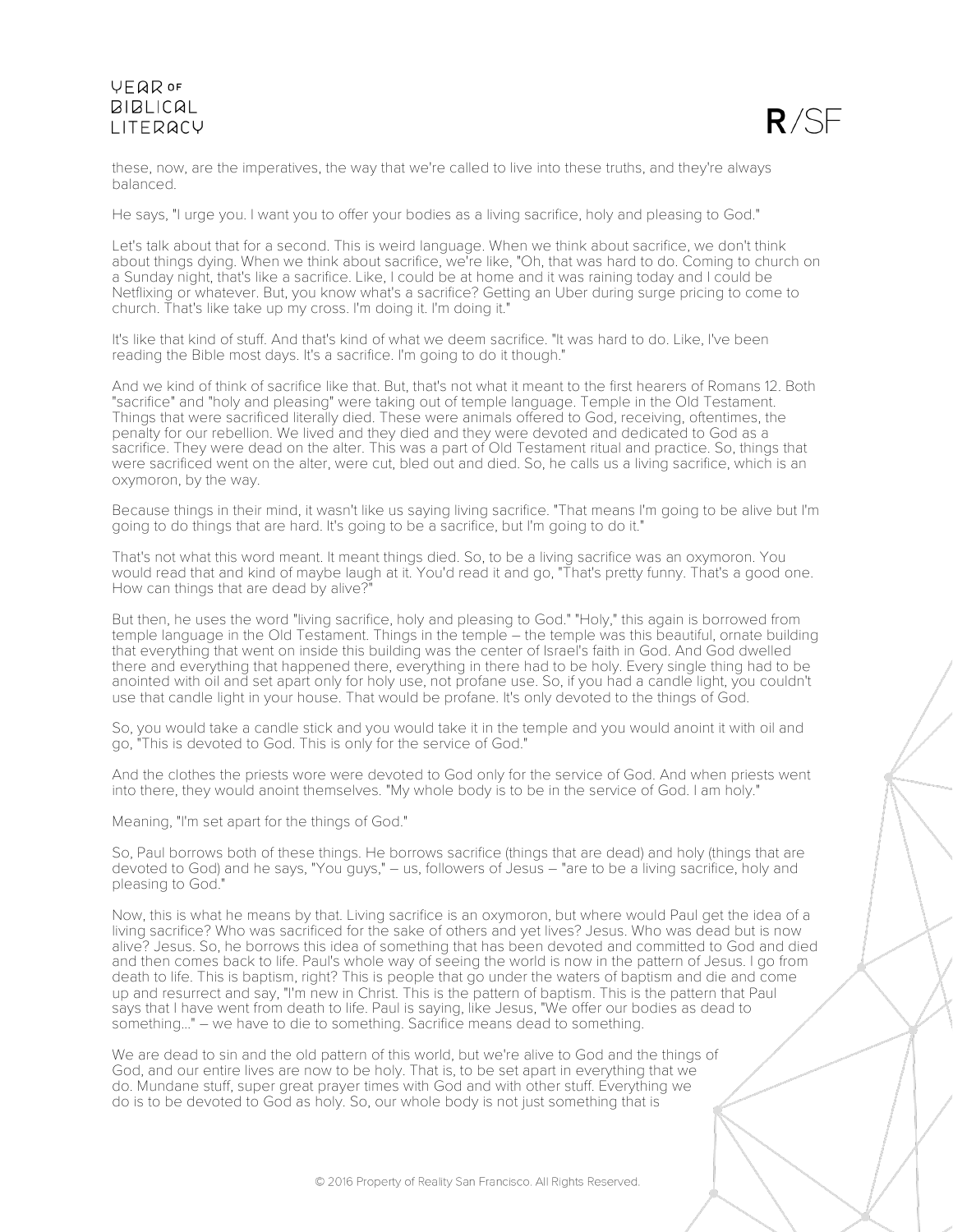these, now, are the imperatives, the way that we're called to live into these truths, and they're always balanced.

He says, "I urge you. I want you to offer your bodies as a living sacrifice, holy and pleasing to God."

Let's talk about that for a second. This is weird language. When we think about sacrifice, we don't think about things dying. When we think about sacrifice, we're like, "Oh, that was hard to do. Coming to church on a Sunday night, that's like a sacrifice. Like, I could be at home and it was raining today and I could be Netflixing or whatever. But, you know what's a sacrifice? Getting an Uber during surge pricing to come to church. That's like take up my cross. I'm doing it. I'm doing it."

It's like that kind of stuff. And that's kind of what we deem sacrifice. "It was hard to do. Like, I've been reading the Bible most days. It's a sacrifice. I'm going to do it though."

And we kind of think of sacrifice like that. But, that's not what it meant to the first hearers of Romans 12. Both "sacrifice" and "holy and pleasing" were taking out of temple language. Temple in the Old Testament. Things that were sacrificed literally died. These were animals offered to God, receiving, oftentimes, the penalty for our rebellion. We lived and they died and they were devoted and dedicated to God as a sacrifice. They were dead on the alter. This was a part of Old Testament ritual and practice. So, things that were sacrificed went on the alter, were cut, bled out and died. So, he calls us a living sacrifice, which is an oxymoron, by the way.

Because things in their mind, it wasn't like us saying living sacrifice. "That means I'm going to be alive but I'm going to do things that are hard. It's going to be a sacrifice, but I'm going to do it."

That's not what this word meant. It meant things died. So, to be a living sacrifice was an oxymoron. You would read that and kind of maybe laugh at it. You'd read it and go, "That's pretty funny. That's a good one. How can things that are dead by alive?"

But then, he uses the word "living sacrifice, holy and pleasing to God." "Holy," this again is borrowed from temple language in the Old Testament. Things in the temple – the temple was this beautiful, ornate building that everything that went on inside this building was the center of Israel's faith in God. And God dwelled there and everything that happened there, everything in there had to be holy. Every single thing had to be anointed with oil and set apart only for holy use, not profane use. So, if you had a candle light, you couldn't use that candle light in your house. That would be profane. It's only devoted to the things of God.

So, you would take a candle stick and you would take it in the temple and you would anoint it with oil and go, "This is devoted to God. This is only for the service of God."

And the clothes the priests wore were devoted to God only for the service of God. And when priests went into there, they would anoint themselves. "My whole body is to be in the service of God. I am holy."

Meaning, "I'm set apart for the things of God."

So, Paul borrows both of these things. He borrows sacrifice (things that are dead) and holy (things that are devoted to God) and he says, "You guys," – us, followers of Jesus – "are to be a living sacrifice, holy and pleasing to God."

Now, this is what he means by that. Living sacrifice is an oxymoron, but where would Paul get the idea of a living sacrifice? Who was sacrificed for the sake of others and yet lives? Jesus. Who was dead but is now alive? Jesus. So, he borrows this idea of something that has been devoted and committed to God and died and then comes back to life. Paul's whole way of seeing the world is now in the pattern of Jesus. I go from death to life. This is baptism, right? This is people that go under the waters of baptism and die and come up and resurrect and say, "I'm new in Christ. This is the pattern of baptism. This is the pattern that Paul says that I have went from death to life. Paul is saying, like Jesus, "We offer our bodies as dead to something..." – we have to die to something. Sacrifice means dead to something.

We are dead to sin and the old pattern of this world, but we're alive to God and the things of God, and our entire lives are now to be holy. That is, to be set apart in everything that we do. Mundane stuff, super great prayer times with God and with other stuff. Everything we do is to be devoted to God as holy. So, our whole body is not just something that is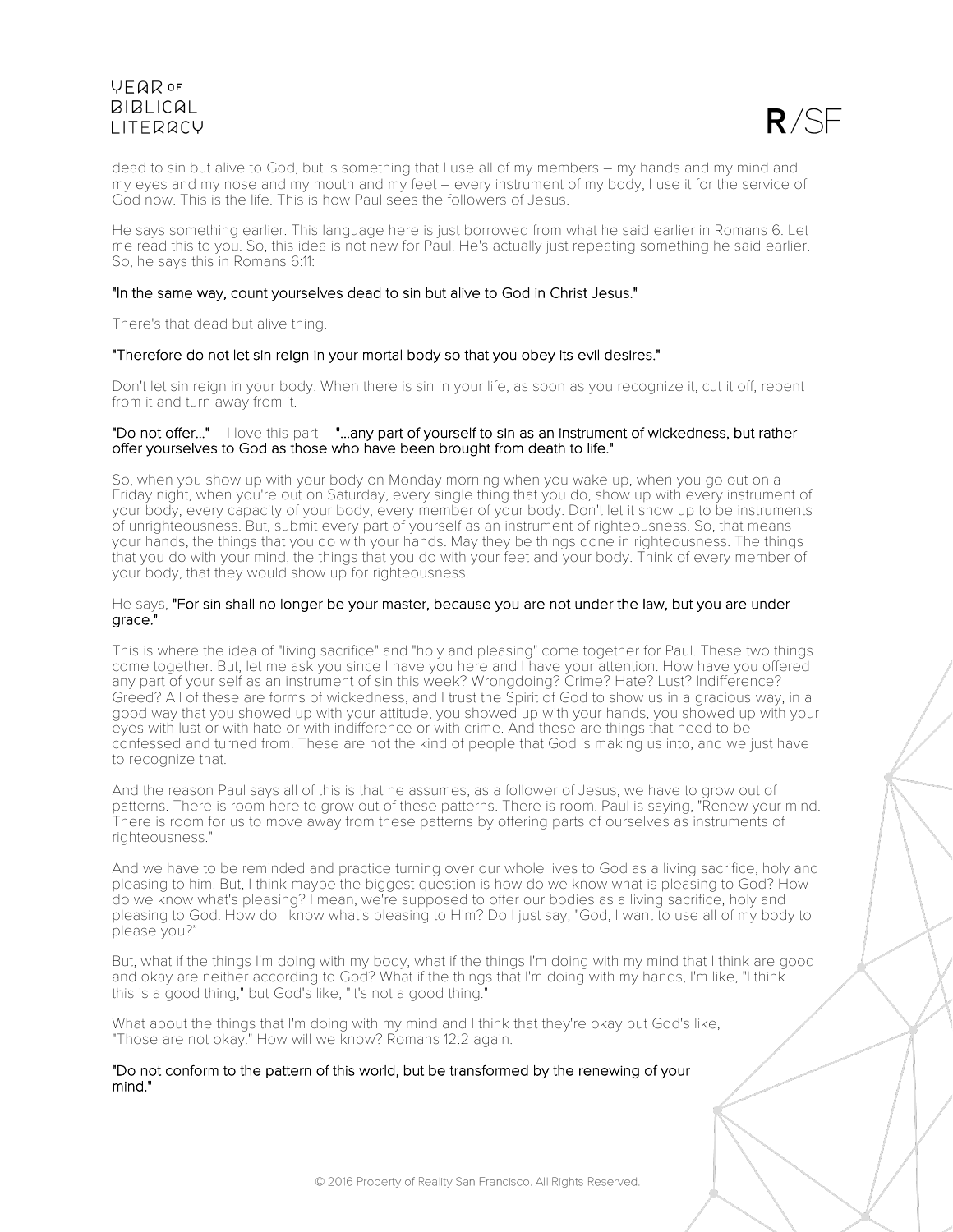dead to sin but alive to God, but is something that I use all of my members – my hands and my mind and my eyes and my nose and my mouth and my feet – every instrument of my body, I use it for the service of God now. This is the life. This is how Paul sees the followers of Jesus.

He says something earlier. This language here is just borrowed from what he said earlier in Romans 6. Let me read this to you. So, this idea is not new for Paul. He's actually just repeating something he said earlier. So, he says this in Romans 6:11:

"In the same way, count yourselves dead to sin but alive to God in Christ Jesus."

There's that dead but alive thing.

"Therefore do not let sin reign in your mortal body so that you obey its evil desires."

Don't let sin reign in your body. When there is sin in your life, as soon as you recognize it, cut it off, repent from it and turn away from it.

"Do not offer..." – I love this part – "...any part of yourself to sin as an instrument of wickedness, but rather offer yourselves to God as those who have been brought from death to life."

So, when you show up with your body on Monday morning when you wake up, when you go out on a Friday night, when you're out on Saturday, every single thing that you do, show up with every instrument of your body, every capacity of your body, every member of your body. Don't let it show up to be instruments of unrighteousness. But, submit every part of yourself as an instrument of righteousness. So, that means your hands, the things that you do with your hands. May they be things done in righteousness. The things that you do with your mind, the things that you do with your feet and your body. Think of every member of your body, that they would show up for righteousness.

He says, "For sin shall no longer be your master, because you are not under the law, but you are under grace."

This is where the idea of "living sacrifice" and "holy and pleasing" come together for Paul. These two things come together. But, let me ask you since I have you here and I have your attention. How have you offered any part of your self as an instrument of sin this week? Wrongdoing? Crime? Hate? Lust? Indifference? Greed? All of these are forms of wickedness, and I trust the Spirit of God to show us in a gracious way, in a good way that you showed up with your attitude, you showed up with your hands, you showed up with your eyes with lust or with hate or with indifference or with crime. And these are things that need to be confessed and turned from. These are not the kind of people that God is making us into, and we just have to recognize that.

And the reason Paul says all of this is that he assumes, as a follower of Jesus, we have to grow out of patterns. There is room here to grow out of these patterns. There is room. Paul is saying, "Renew your mind. There is room for us to move away from these patterns by offering parts of ourselves as instruments of righteousness."

And we have to be reminded and practice turning over our whole lives to God as a living sacrifice, holy and pleasing to him. But, I think maybe the biggest question is how do we know what is pleasing to God? How do we know what's pleasing? I mean, we're supposed to offer our bodies as a living sacrifice, holy and pleasing to God. How do I know what's pleasing to Him? Do I just say, "God, I want to use all of my body to please you?"

But, what if the things I'm doing with my body, what if the things I'm doing with my mind that I think are good and okay are neither according to God? What if the things that I'm doing with my hands, I'm like, "I think this is a good thing," but God's like, "It's not a good thing."

What about the things that I'm doing with my mind and I think that they're okay but God's like, "Those are not okay." How will we know? Romans 12:2 again.

"Do not conform to the pattern of this world, but be transformed by the renewing of your mind."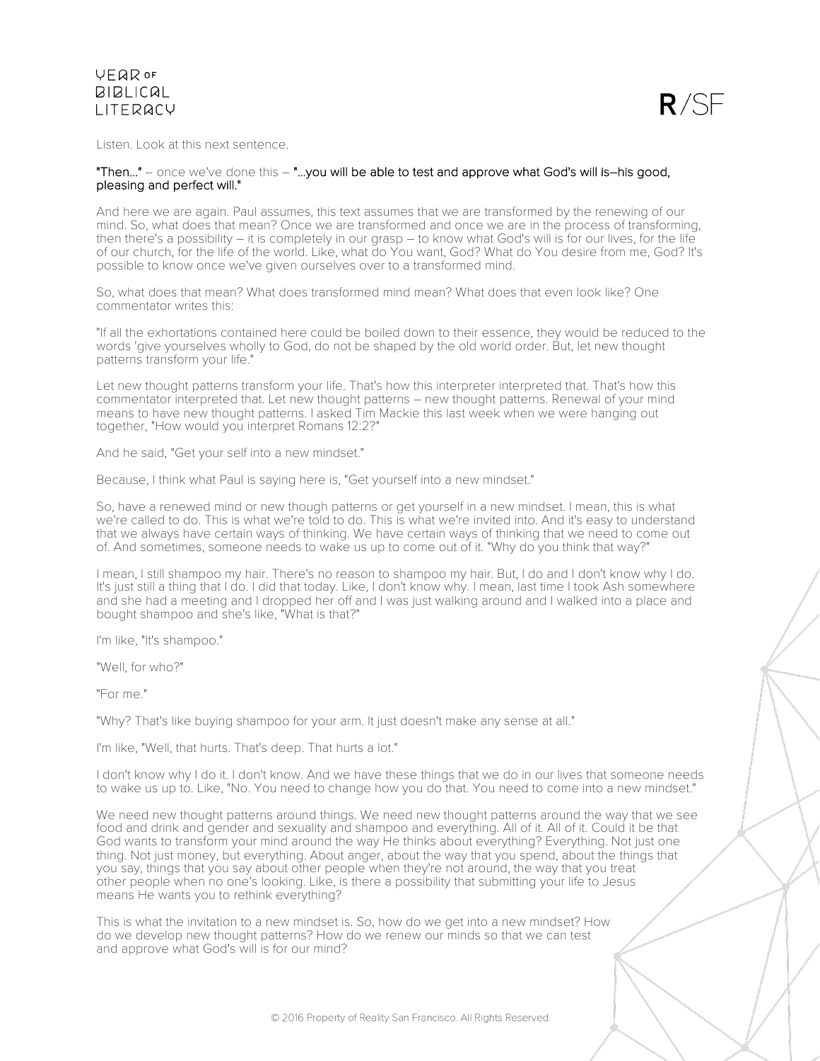Listen. Look at this next sentence.

**"Then..."** – once we've done this – **"...you will be able to test and approve what God's will is—his good, pleasing and perfect will."**

And here we are again. Paul assumes, this text assumes that we are transformed by the renewing of our mind. So, what does that mean? Once we are transformed and once we are in the process of transforming, then there's a possibility – it is completely in our grasp – to know what God's will is for our lives, for the life of our church, for the life of the world. Like, what do You want, God? What do You desire from me, God? It's possible to know once we've given ourselves over to a transformed mind.

So, what does that mean? What does transformed mind mean? What does that even look like? One commentator writes this:

"If all the exhortations contained here could be boiled down to their essence, they would be reduced to the words 'give yourselves wholly to God, do not be shaped by the old world order. But, let new thought patterns transform your life."

Let new thought patterns transform your life. That's how this interpreter interpreted that. That's how this commentator interpreted that. Let new thought patterns – new thought patterns. Renewal of your mind means to have new thought patterns. I asked Tim Mackie this last week when we were hanging out together, "How would you interpret Romans 12:2?"

And he said, "Get your self into a new mindset."

Because, I think what Paul is saying here is, "Get yourself into a new mindset."

So, have a renewed mind or new though patterns or get yourself in a new mindset. I mean, this is what we're called to do. This is what we're told to do. This is what we're invited into. And it's easy to understand that we always have certain ways of thinking. We have certain ways of thinking that we need to come out of. And sometimes, someone needs to wake us up to come out of it. "Why do you think that way?"

I mean, I still shampoo my hair. There's no reason to shampoo my hair. But, I do and I don't know why I do. It's just still a thing that I do. I did that today. Like, I don't know why. I mean, last time I took Ash somewhere and she had a meeting and I dropped her off and I was just walking around and I walked into a place and bought shampoo and she's like, "What is that?"

I'm like, "It's shampoo."

"Well, for who?"

"For me."

"Why? That's like buying shampoo for your arm. It just doesn't make any sense at all."

I'm like, "Well, that hurts. That's deep. That hurts a lot."

I don't know why I do it. I don't know. And we have these things that we do in our lives that someone needs to wake us up to. Like, "No. You need to change how you do that. You need to come into a new mindset."

We need new thought patterns around things. We need new thought patterns around the way that we see food and drink and gender and sexuality and shampoo and everything. All of it. All of it. Could it be that God wants to transform your mind around the way He thinks about everything? Everything. Not just one thing. Not just money, but everything. About anger, about the way that you spend, about the things that you say, things that you say about other people when they're not around, the way that you treat other people when no one's looking. Like, is there a possibility that submitting your life to Jesus means He wants you to rethink everything?

This is what the invitation to a new mindset is. So, how do we get into a new mindset? How do we develop new thought patterns? How do we renew our minds so that we can test and approve what God's will is for our mind?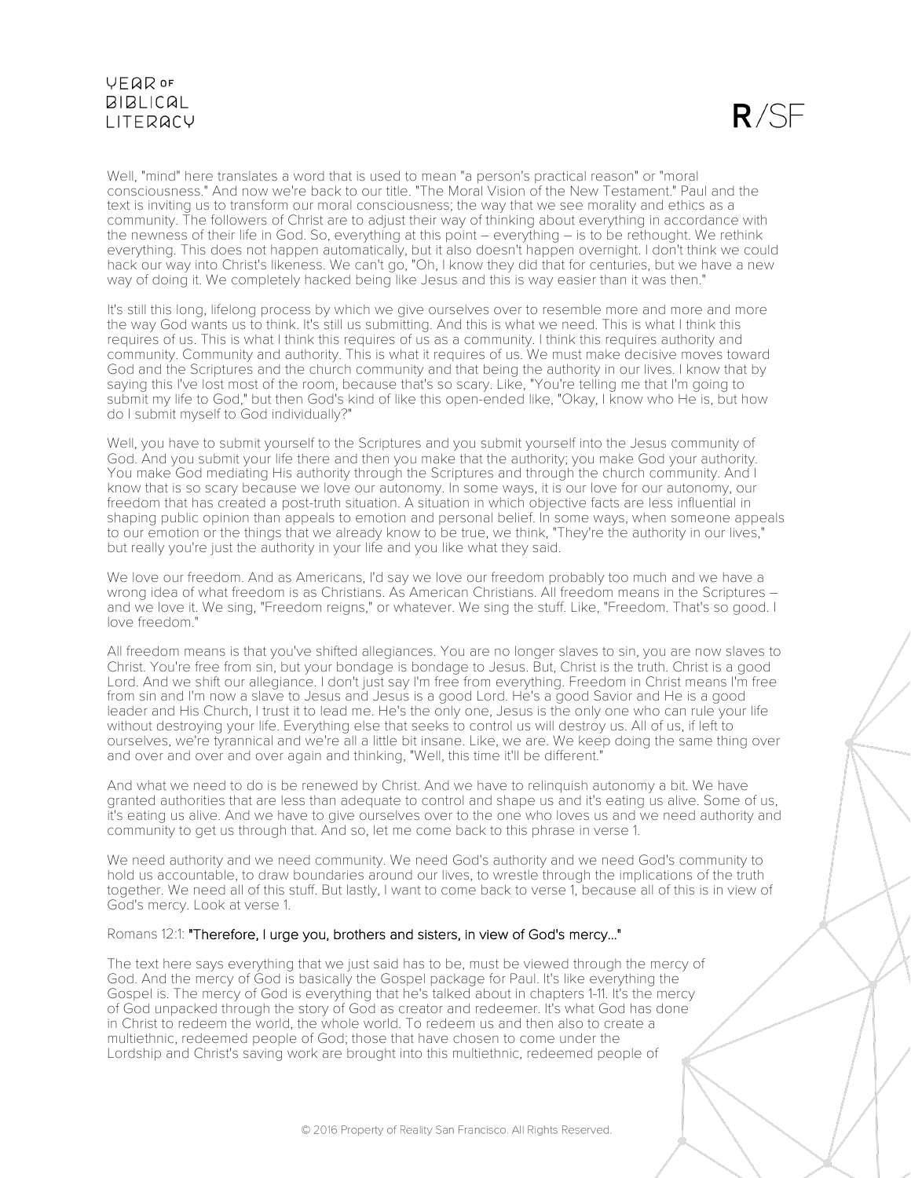Well, "mind" here translates a word that is used to mean "a person's practical reason" or "moral consciousness." And now we're back to our title. "The Moral Vision of the New Testament." Paul and the text is inviting us to transform our moral consciousness; the way that we see morality and ethics as a community. The followers of Christ are to adjust their way of thinking about everything in accordance with the newness of their life in God. So, everything at this point – everything – is to be rethought. We rethink everything. This does not happen automatically, but it also doesn't happen overnight. I don't think we could hack our way into Christ's likeness. We can't go, "Oh, I know they did that for centuries, but we have a new way of doing it. We completely hacked being like Jesus and this is way easier than it was then."

It's still this long, lifelong process by which we give ourselves over to resemble more and more and more the way God wants us to think. It's still us submitting. And this is what we need. This is what I think this requires of us. This is what I think this requires of us as a community. I think this requires authority and community. Community and authority. This is what it requires of us. We must make decisive moves toward God and the Scriptures and the church community and that being the authority in our lives. I know that by saying this I've lost most of the room, because that's so scary. Like, "You're telling me that I'm going to submit my life to God," but then God's kind of like this open-ended like, "Okay, I know who He is, but how do I submit myself to God individually?"

Well, you have to submit yourself to the Scriptures and you submit yourself into the Jesus community of God. And you submit your life there and then you make that the authority; you make God your authority. You make God mediating His authority through the Scriptures and through the church community. And I know that is so scary because we love our autonomy. In some ways, it is our love for our autonomy, our freedom that has created a post-truth situation. A situation in which objective facts are less influential in shaping public opinion than appeals to emotion and personal belief. In some ways, when someone appeals to our emotion or the things that we already know to be true, we think, "They're the authority in our lives," but really you're just the authority in your life and you like what they said.

We love our freedom. And as Americans, I'd say we love our freedom probably too much and we have a wrong idea of what freedom is as Christians. As American Christians. All freedom means in the Scriptures – and we love it. We sing, "Freedom reigns," or whatever. We sing the stuff. Like, "Freedom. That's so good. I love freedom."

All freedom means is that you've shifted allegiances. You are no longer slaves to sin, you are now slaves to Christ. You're free from sin, but your bondage is bondage to Jesus. But, Christ is the truth. Christ is a good Lord. And we shift our allegiance. I don't just say I'm free from everything. Freedom in Christ means I'm free from sin and I'm now a slave to Jesus and Jesus is a good Lord. He's a good Savior and He is a good leader and His Church, I trust it to lead me. He's the only one, Jesus is the only one who can rule your life without destroying your life. Everything else that seeks to control us will destroy us. All of us, if left to ourselves, we're tyrannical and we're all a little bit insane. Like, we are. We keep doing the same thing over and over and over and over again and thinking, "Well, this time it'll be different."

And what we need to do is be renewed by Christ. And we have to relinquish autonomy a bit. We have granted authorities that are less than adequate to control and shape us and it's eating us alive. Some of us, it's eating us alive. And we have to give ourselves over to the one who loves us and we need authority and community to get us through that. And so, let me come back to this phrase in verse 1.

We need authority and we need community. We need God's authority and we need God's community to hold us accountable, to draw boundaries around our lives, to wrestle through the implications of the truth together. We need all of this stuff. But lastly, I want to come back to verse 1, because all of this is in view of God's mercy. Look at verse 1.

Romans 12:1: "Therefore, I urge you, brothers and sisters, in view of God's mercy..."

The text here says everything that we just said has to be, must be viewed through the mercy of God. And the mercy of God is basically the Gospel package for Paul. It's like everything the Gospel is. The mercy of God is everything that he's talked about in chapters 1-11. It's the mercy of God unpacked through the story of God as creator and redeemer. It's what God has done in Christ to redeem the world, the whole world. To redeem us and then also to create a multiethnic, redeemed people of God; those that have chosen to come under the Lordship and Christ's saving work are brought into this multiethnic, redeemed people of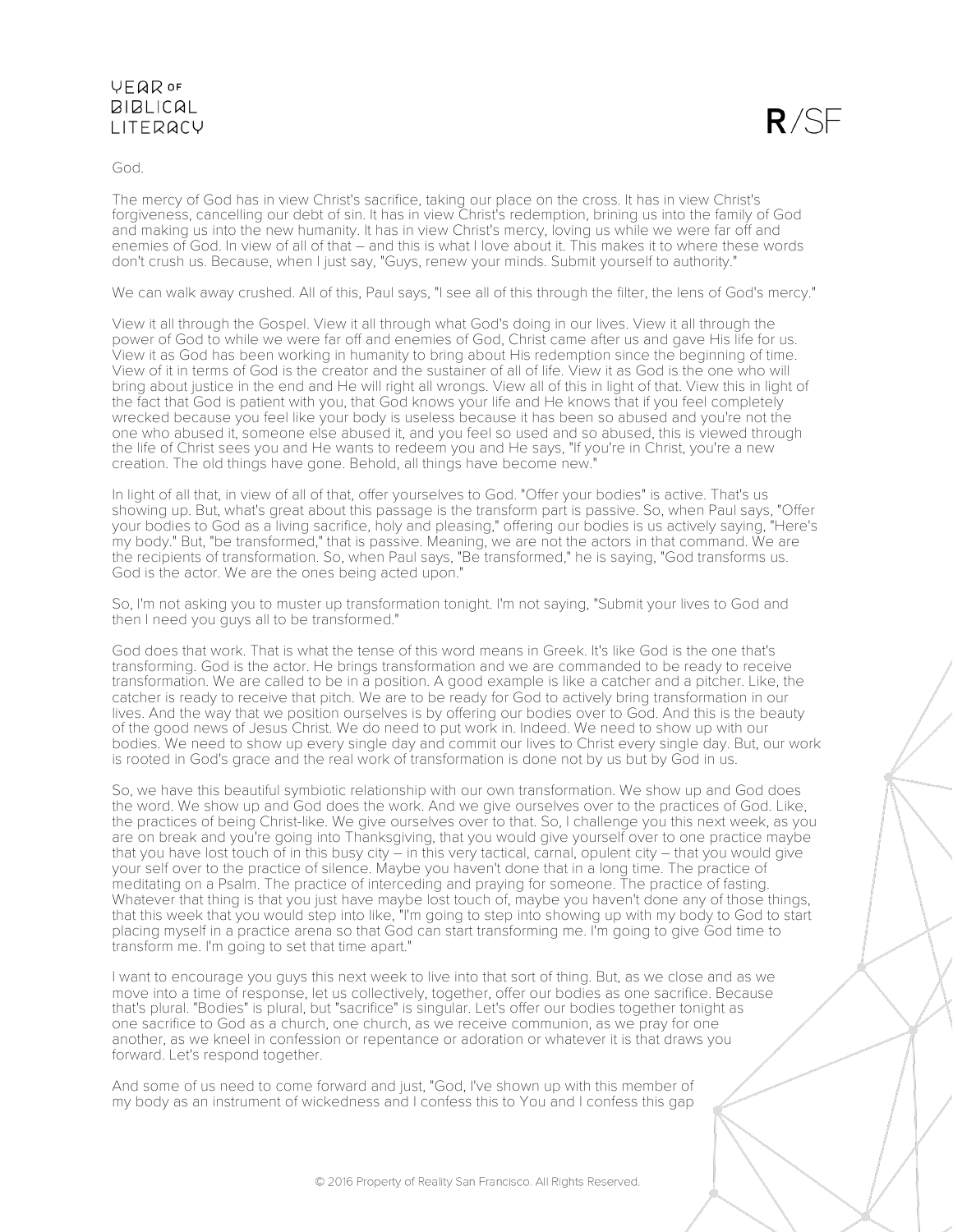God.

The mercy of God has in view Christ's sacrifice, taking our place on the cross. It has in view Christ's forgiveness, cancelling our debt of sin. It has in view Christ's redemption, brining us into the family of God and making us into the new humanity. It has in view Christ's mercy, loving us while we were far off and enemies of God. In view of all of that – and this is what I love about it. This makes it to where these words don't crush us. Because, when I just say, "Guys, renew your minds. Submit yourself to authority."

We can walk away crushed. All of this, Paul says, "I see all of this through the filter, the lens of God's mercy."

View it all through the Gospel. View it all through what God's doing in our lives. View it all through the power of God to while we were far off and enemies of God, Christ came after us and gave His life for us. View it as God has been working in humanity to bring about His redemption since the beginning of time. View of it in terms of God is the creator and the sustainer of all of life. View it as God is the one who will bring about justice in the end and He will right all wrongs. View all of this in light of that. View this in light of the fact that God is patient with you, that God knows your life and He knows that if you feel completely wrecked because you feel like your body is useless because it has been so abused and you're not the one who abused it, someone else abused it, and you feel so used and so abused, this is viewed through the life of Christ sees you and He wants to redeem you and He says, "If you're in Christ, you're a new creation. The old things have gone. Behold, all things have become new."

In light of all that, in view of all of that, offer yourselves to God. "Offer your bodies" is active. That's us showing up. But, what's great about this passage is the transform part is passive. So, when Paul says, "Offer your bodies to God as a living sacrifice, holy and pleasing," offering our bodies is us actively saying, "Here's my body." But, "be transformed," that is passive. Meaning, we are not the actors in that command. We are the recipients of transformation. So, when Paul says, "Be transformed," he is saying, "God transforms us. God is the actor. We are the ones being acted upon."

So, I'm not asking you to muster up transformation tonight. I'm not saying, "Submit your lives to God and then I need you guys all to be transformed."

God does that work. That is what the tense of this word means in Greek. It's like God is the one that's transforming. God is the actor. He brings transformation and we are commanded to be ready to receive transformation. We are called to be in a position. A good example is like a catcher and a pitcher. Like, the catcher is ready to receive that pitch. We are to be ready for God to actively bring transformation in our lives. And the way that we position ourselves is by offering our bodies over to God. And this is the beauty of the good news of Jesus Christ. We do need to put work in. Indeed. We need to show up with our bodies. We need to show up every single day and commit our lives to Christ every single day. But, our work is rooted in God's grace and the real work of transformation is done not by us but by God in us.

So, we have this beautiful symbiotic relationship with our own transformation. We show up and God does the word. We show up and God does the work. And we give ourselves over to the practices of God. Like, the practices of being Christ-like. We give ourselves over to that. So, I challenge you this next week, as you are on break and you're going into Thanksgiving, that you would give yourself over to one practice maybe that you have lost touch of in this busy city – in this very tactical, carnal, opulent city – that you would give your self over to the practice of silence. Maybe you haven't done that in a long time. The practice of meditating on a Psalm. The practice of interceding and praying for someone. The practice of fasting. Whatever that thing is that you just have maybe lost touch of, maybe you haven't done any of those things, that this week that you would step into like, "I'm going to step into showing up with my body to God to start placing myself in a practice arena so that God can start transforming me. I'm going to give God time to transform me. I'm going to set that time apart."

I want to encourage you guys this next week to live into that sort of thing. But, as we close and as we move into a time of response, let us collectively, together, offer our bodies as one sacrifice. Because that's plural. "Bodies" is plural, but "sacrifice" is singular. Let's offer our bodies together tonight as one sacrifice to God as a church, one church, as we receive communion, as we pray for one another, as we kneel in confession or repentance or adoration or whatever it is that draws you forward. Let's respond together.

And some of us need to come forward and just, "God, I've shown up with this member of my body as an instrument of wickedness and I confess this to You and I confess this gap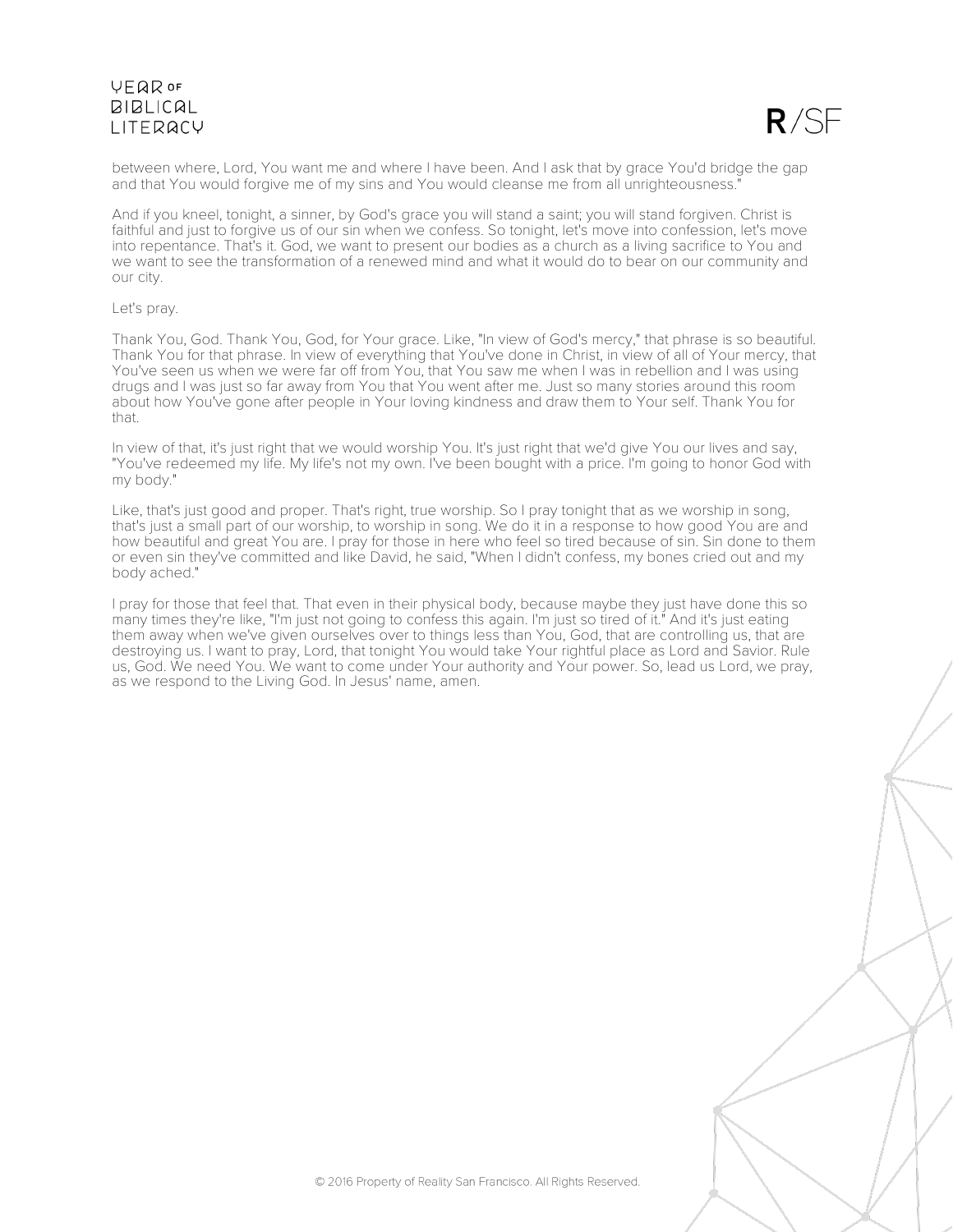between where, Lord, You want me and where I have been. And I ask that by grace You'd bridge the gap and that You would forgive me of my sins and You would cleanse me from all unrighteousness."

And if you kneel, tonight, a sinner, by God's grace you will stand a saint; you will stand forgiven. Christ is faithful and just to forgive us of our sin when we confess. So tonight, let's move into confession, let's move into repentance. That's it. God, we want to present our bodies as a church as a living sacrifice to You and we want to see the transformation of a renewed mind and what it would do to bear on our community and our city.

Let's pray.

Thank You, God. Thank You, God, for Your grace. Like, "In view of God's mercy," that phrase is so beautiful. Thank You for that phrase. In view of everything that You've done in Christ, in view of all of Your mercy, that You've seen us when we were far off from You, that You saw me when I was in rebellion and I was using drugs and I was just so far away from You that You went after me. Just so many stories around this room about how You've gone after people in Your loving kindness and draw them to Your self. Thank You for that.

In view of that, it's just right that we would worship You. It's just right that we'd give You our lives and say, "You've redeemed my life. My life's not my own. I've been bought with a price. I'm going to honor God with my body."

Like, that's just good and proper. That's right, true worship. So I pray tonight that as we worship in song, that's just a small part of our worship, to worship in song. We do it in a response to how good You are and how beautiful and great You are. I pray for those in here who feel so tired because of sin. Sin done to them or even sin they've committed and like David, he said, "When I didn't confess, my bones cried out and my body ached."

I pray for those that feel that. That even in their physical body, because maybe they just have done this so many times they're like, "I'm just not going to confess this again. I'm just so tired of it." And it's just eating them away when we've given ourselves over to things less than You, God, that are controlling us, that are destroying us. I want to pray, Lord, that tonight You would take Your rightful place as Lord and Savior. Rule us, God. We need You. We want to come under Your authority and Your power. So, lead us Lord, we pray, as we respond to the Living God. In Jesus' name, amen.